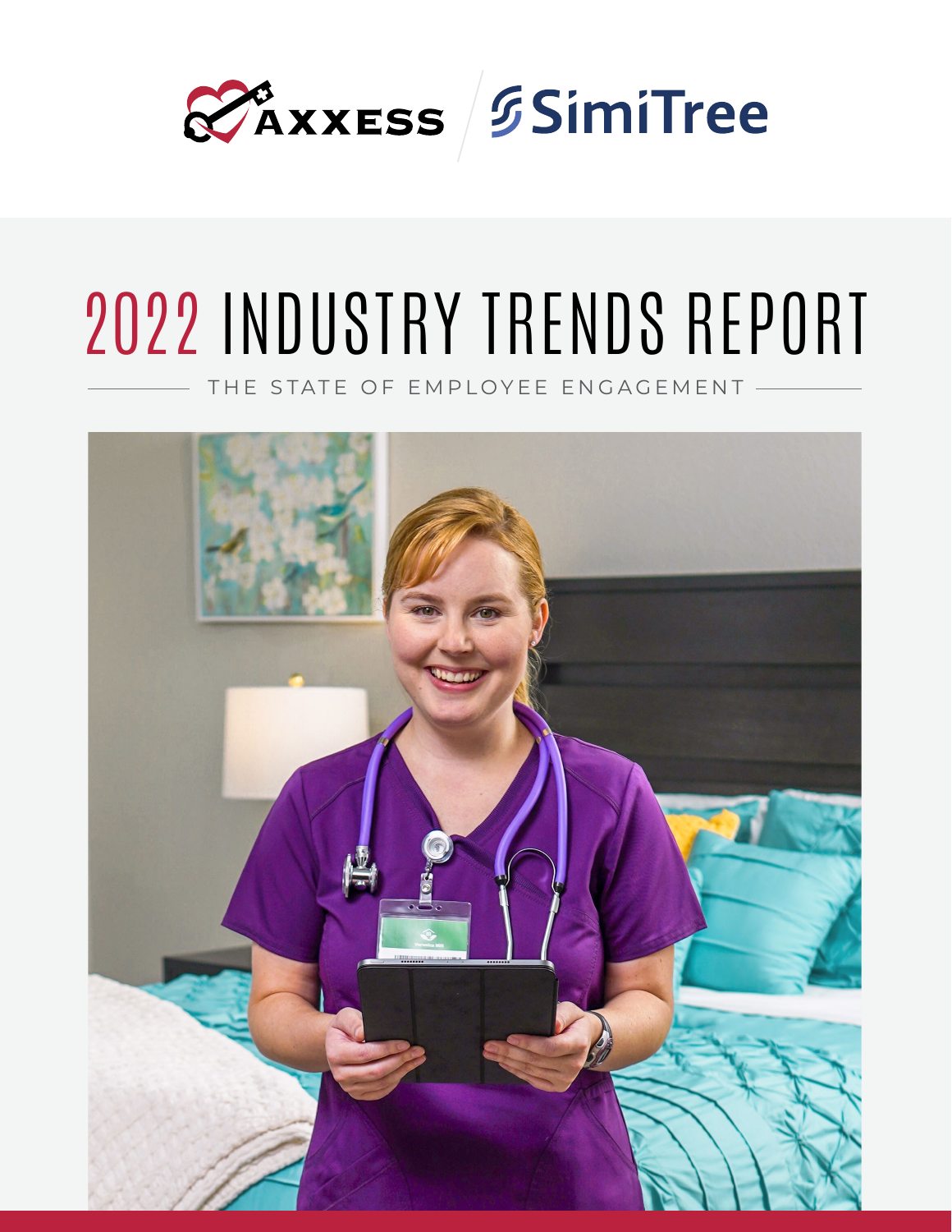AXXESS | SimiTree

# 2022 INDUSTRY TRENDS REPORT

THE STATE OF EMPLOYEE ENGAGEMENT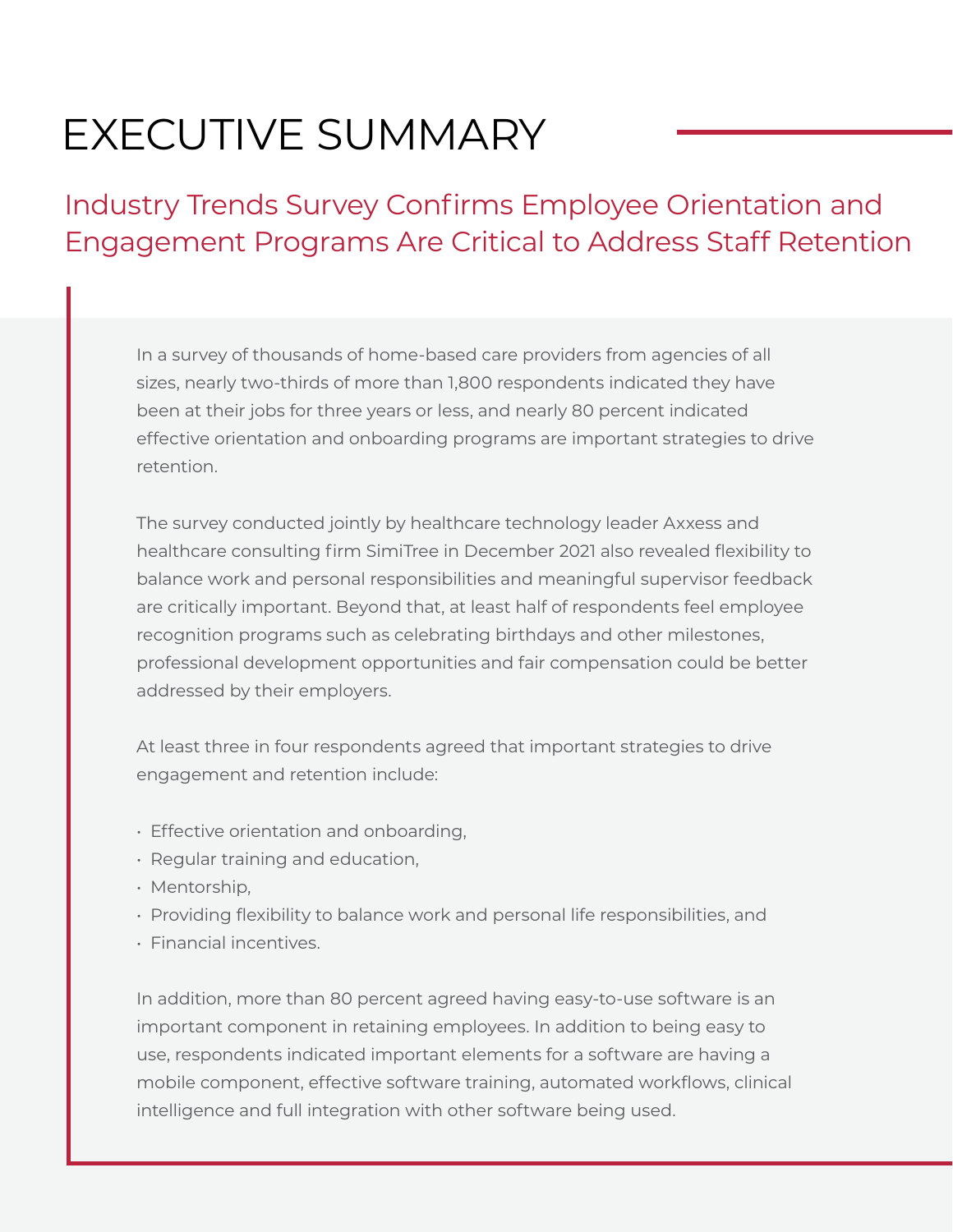# EXECUTIVE SUMMARY

## Industry Trends Survey Confirms Employee Orientation and Engagement Programs Are Critical to Address Staff Retention

In a survey of thousands of home-based care providers from agencies of all sizes, nearly two-thirds of more than 1,800 respondents indicated they have been at their jobs for three years or less, and nearly 80 percent indicated effective orientation and onboarding programs are important strategies to drive retention.

The survey conducted jointly by healthcare technology leader Axxess and healthcare consulting firm SimiTree in December 2021 also revealed flexibility to balance work and personal responsibilities and meaningful supervisor feedback are critically important. Beyond that, at least half of respondents feel employee recognition programs such as celebrating birthdays and other milestones, professional development opportunities and fair compensation could be better addressed by their employers.

At least three in four respondents agreed that important strategies to drive engagement and retention include:

- Effective orientation and onboarding,
- Regular training and education,
- Mentorship,
- Providing flexibility to balance work and personal life responsibilities, and
- Financial incentives.

In addition, more than 80 percent agreed having easy-to-use software is an important component in retaining employees. In addition to being easy to use, respondents indicated important elements for a software are having a mobile component, effective software training, automated workflows, clinical intelligence and full integration with other software being used.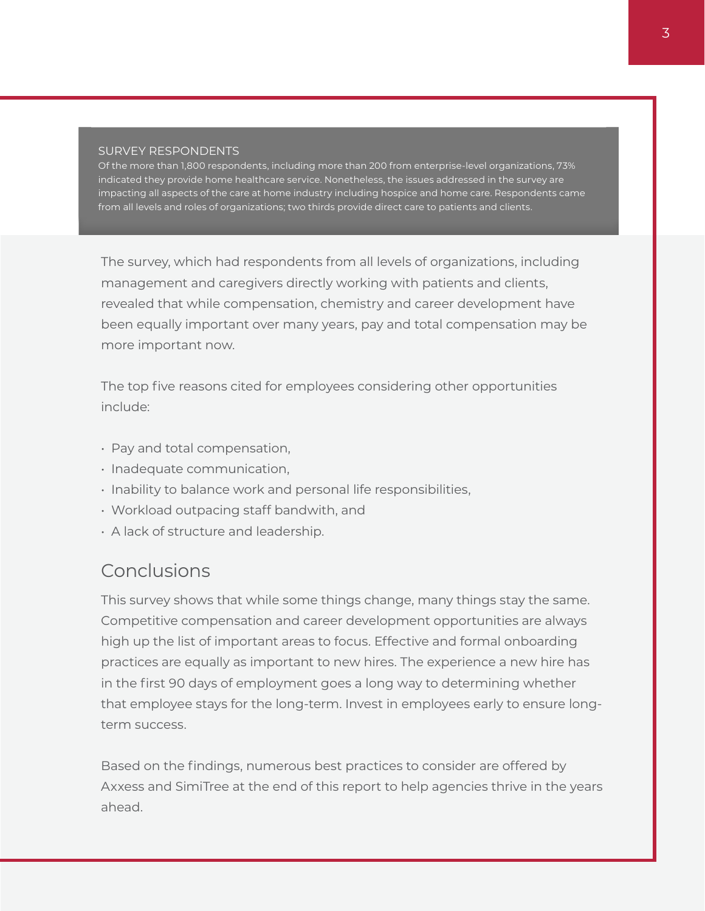### SURVEY RESPONDENTS

Of the more than 1,800 respondents, including more than 200 from enterprise-level organizations, 73% indicated they provide home healthcare service. Nonetheless, the issues addressed in the survey are impacting all aspects of the care at home industry including hospice and home care. Respondents came from all levels and roles of organizations; two thirds provide direct care to patients and clients.

The survey, which had respondents from all levels of organizations, including management and caregivers directly working with patients and clients, revealed that while compensation, chemistry and career development have been equally important over many years, pay and total compensation may be more important now.

The top five reasons cited for employees considering other opportunities include:

- Pay and total compensation,
- Inadequate communication,
- Inability to balance work and personal life responsibilities,
- Workload outpacing staff bandwith, and
- A lack of structure and leadership.

## Conclusions

This survey shows that while some things change, many things stay the same. Competitive compensation and career development opportunities are always high up the list of important areas to focus. Effective and formal onboarding practices are equally as important to new hires. The experience a new hire has in the first 90 days of employment goes a long way to determining whether that employee stays for the long-term. Invest in employees early to ensure long-term success.

Based on the findings, numerous best practices to consider are offered by Axxess and SimiTree at the end of this report to help agencies thrive in the years ahead.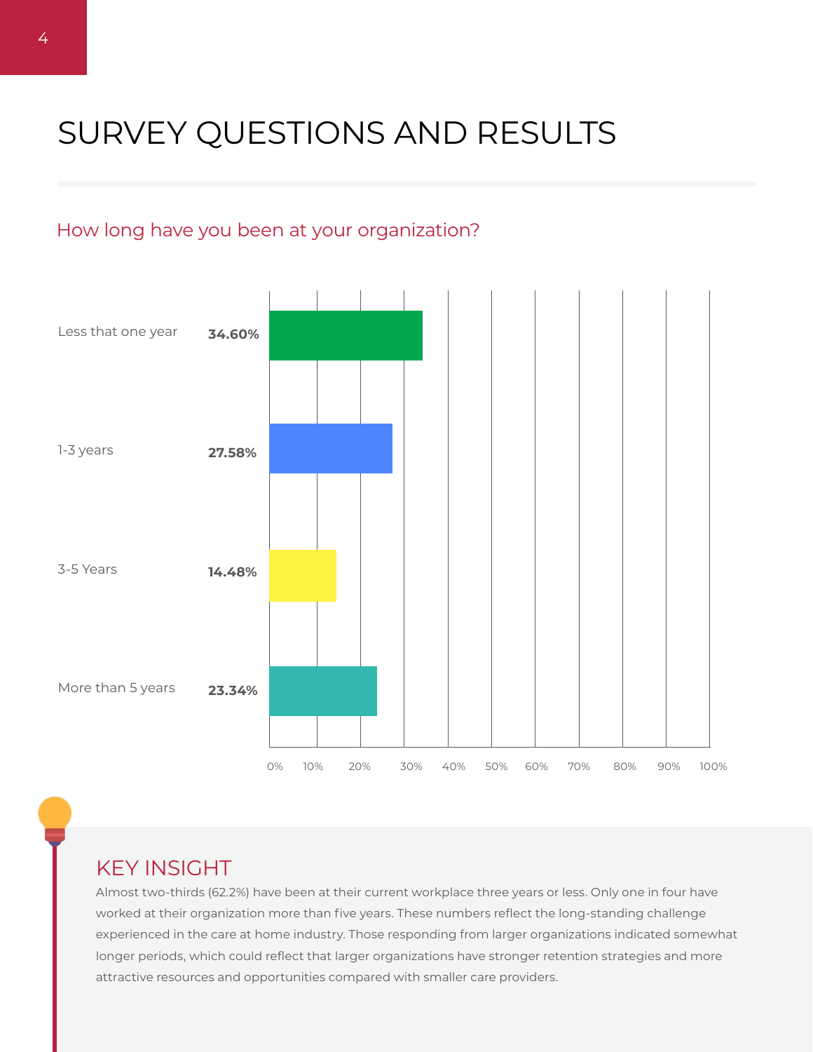# SURVEY QUESTIONS AND RESULTS

## How long have you been at your organization?

| Less that one year | 34.60% |
| --- | --- |
| 1-3 years | 27.58% |
| 3-5 Years | 14.48% |
| More than 5 years | 23.34% |

### KEY INSIGHT

Almost two-thirds (62.2%) have been at their current workplace three years or less. Only one in four have worked at their organization more than five years. These numbers reflect the long-standing challenge experienced in the care at home industry. Those responding from larger organizations indicated somewhat longer periods, which could reflect that larger organizations have stronger retention strategies and more attractive resources and opportunities compared with smaller care providers.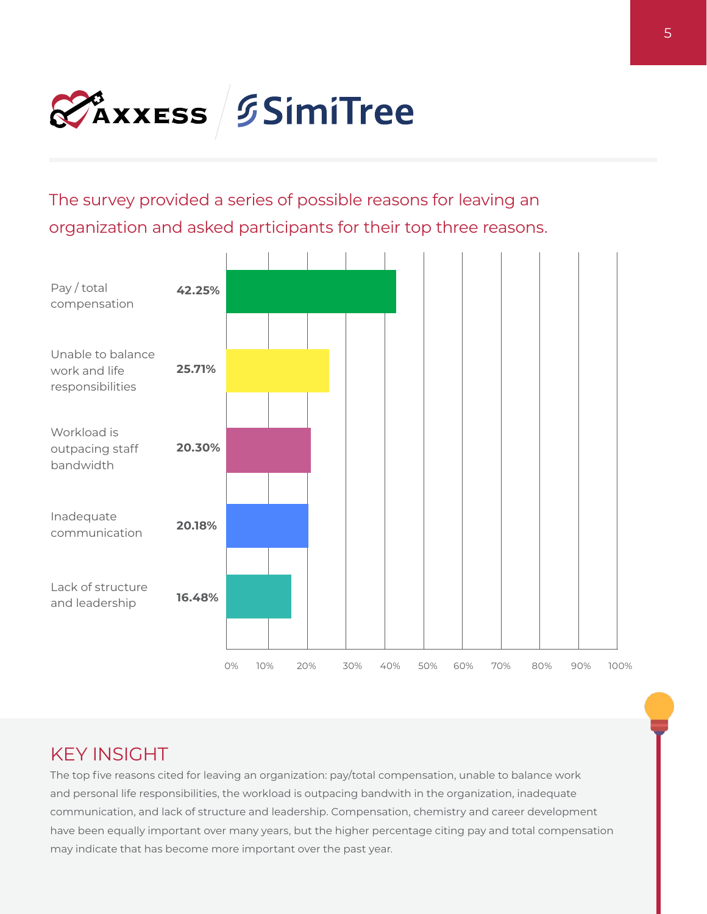The survey provided a series of possible reasons for leaving an organization and asked participants for their top three reasons.

| Reason | Percentage |
| --- | --- |
| Pay / total compensation | 42.25% |
| Unable to balance work and life responsibilities | 25.71% |
| Workload is outpacing staff bandwidth | 20.30% |
| Inadequate communication | 20.18% |
| Lack of structure and leadership | 16.48% |

## KEY INSIGHT

The top five reasons cited for leaving an organization: pay/total compensation, unable to balance work and personal life responsibilities, the workload is outpacing bandwith in the organization, inadequate communication, and lack of structure and leadership. Compensation, chemistry and career development have been equally important over many years, but the higher percentage citing pay and total compensation may indicate that has become more important over the past year.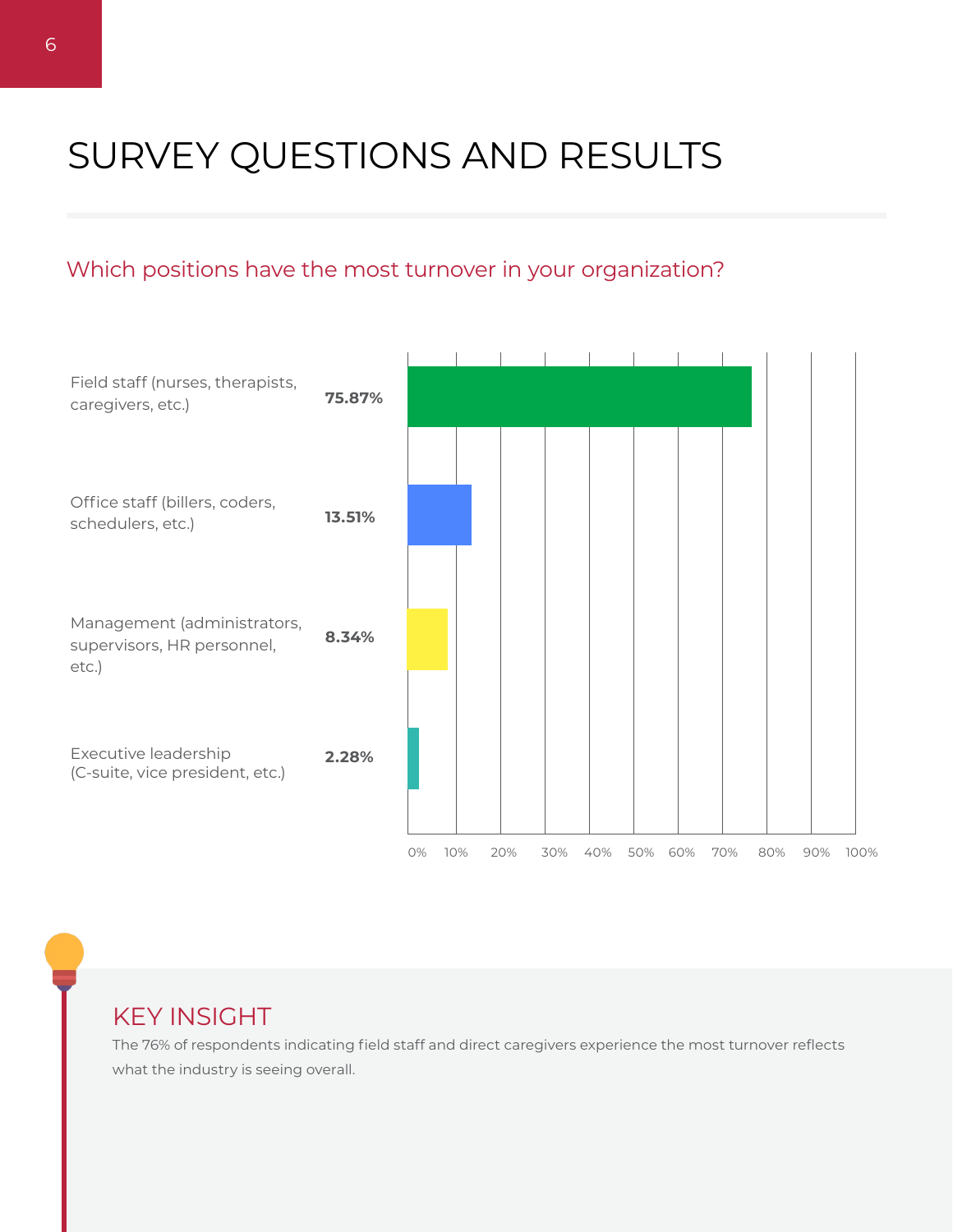# SURVEY QUESTIONS AND RESULTS

## Which positions have the most turnover in your organization?

| Position | Percentage |
| --- | --- |
| Field staff (nurses, therapists, caregivers, etc.) | 75.87% |
| Office staff (billers, coders, schedulers, etc.) | 13.51% |
| Management (administrators, supervisors, HR personnel, etc.) | 8.34% |
| Executive leadership (C-suite, vice president, etc.) | 2.28% |

## KEY INSIGHT

The 76% of respondents indicating field staff and direct caregivers experience the most turnover reflects what the industry is seeing overall.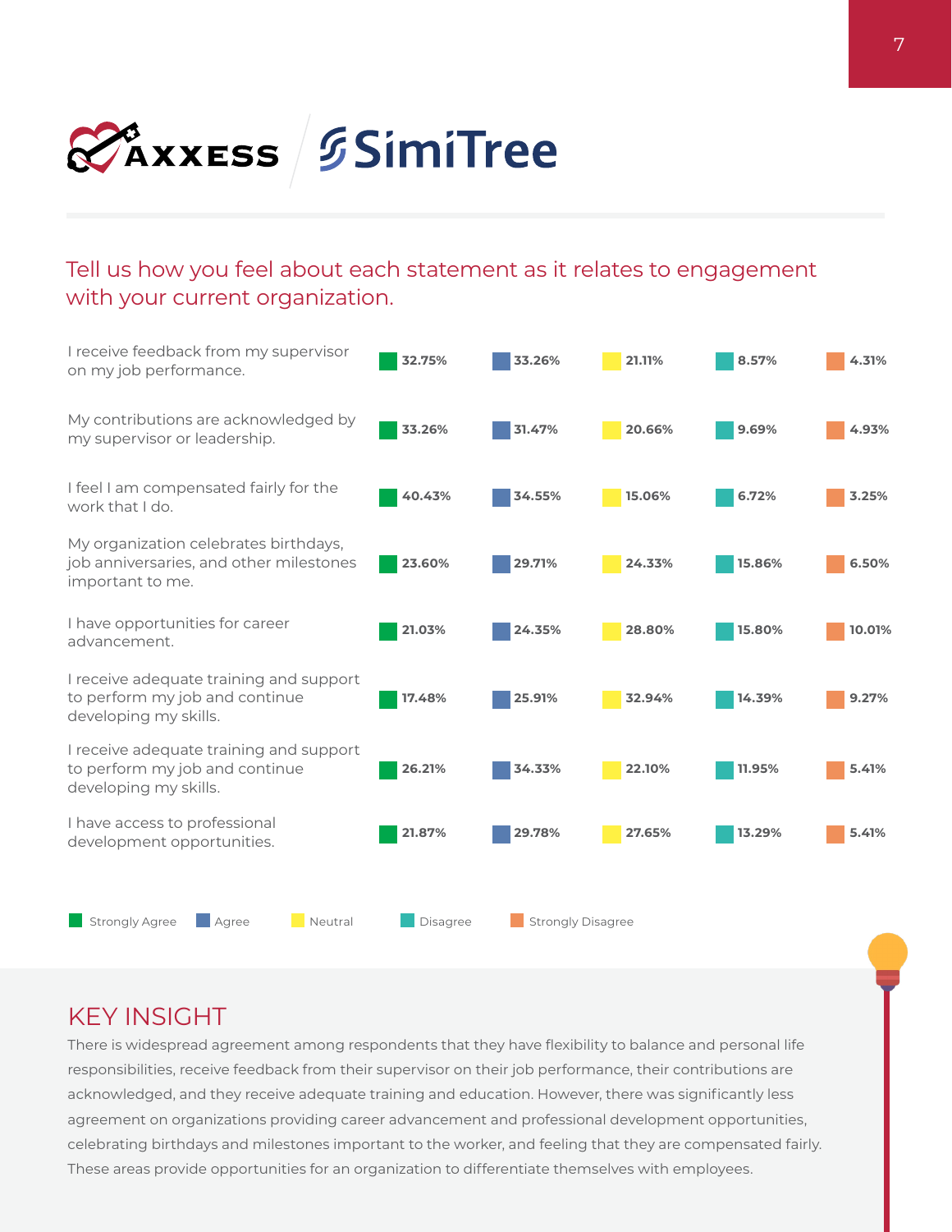Tell us how you feel about each statement as it relates to engagement with your current organization.

| Statement | Strongly Agree | Agree | Neutral | Disagree | Strongly Disagree |
|---|---|---|---|---|---|
| I receive feedback from my supervisor on my job performance. | 32.75% | 33.26% | 21.11% | 8.57% | 4.31% |
| My contributions are acknowledged by my supervisor or leadership. | 33.26% | 31.47% | 20.66% | 9.69% | 4.93% |
| I feel I am compensated fairly for the work that I do. | 40.43% | 34.55% | 15.06% | 6.72% | 3.25% |
| My organization celebrates birthdays, job anniversaries, and other milestones important to me. | 23.60% | 29.71% | 24.33% | 15.86% | 6.50% |
| I have opportunities for career advancement. | 21.03% | 24.35% | 28.80% | 15.80% | 10.01% |
| I receive adequate training and support to perform my job and continue developing my skills. | 17.48% | 25.91% | 32.94% | 14.39% | 9.27% |
| I receive adequate training and support to perform my job and continue developing my skills. | 26.21% | 34.33% | 22.10% | 11.95% | 5.41% |
| I have access to professional development opportunities. | 21.87% | 29.78% | 27.65% | 13.29% | 5.41% |

## KEY INSIGHT

There is widespread agreement among respondents that they have flexibility to balance and personal life responsibilities, receive feedback from their supervisor on their job performance, their contributions are acknowledged, and they receive adequate training and education. However, there was significantly less agreement on organizations providing career advancement and professional development opportunities, celebrating birthdays and milestones important to the worker, and feeling that they are compensated fairly. These areas provide opportunities for an organization to differentiate themselves with employees.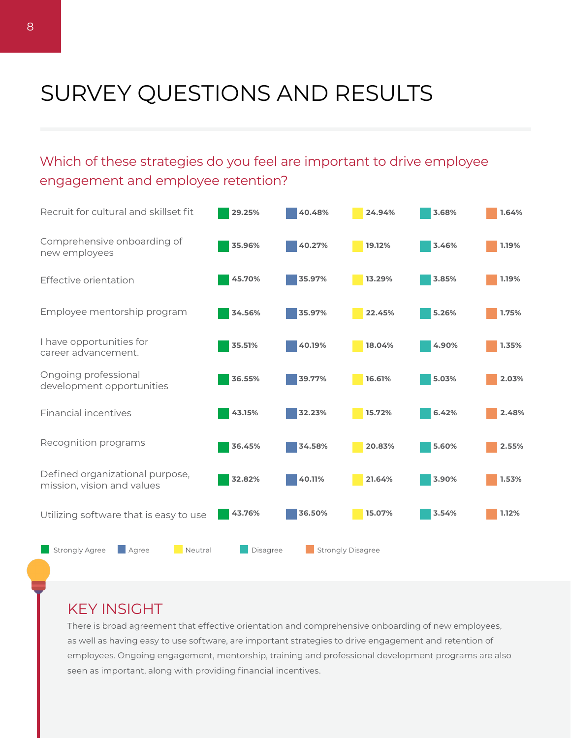# SURVEY QUESTIONS AND RESULTS

## Which of these strategies do you feel are important to drive employee engagement and employee retention?

| Strategy | Strongly Agree | Agree | Neutral | Disagree | Strongly Disagree |
| --- | --- | --- | --- | --- | --- |
| Recruit for cultural and skillset fit | 29.25% | 40.48% | 24.94% | 3.68% | 1.64% |
| Comprehensive onboarding of new employees | 35.96% | 40.27% | 19.12% | 3.46% | 1.19% |
| Effective orientation | 45.70% | 35.97% | 13.29% | 3.85% | 1.19% |
| Employee mentorship program | 34.56% | 35.97% | 22.45% | 5.26% | 1.75% |
| I have opportunities for career advancement. | 35.51% | 40.19% | 18.04% | 4.90% | 1.35% |
| Ongoing professional development opportunities | 36.55% | 39.77% | 16.61% | 5.03% | 2.03% |
| Financial incentives | 43.15% | 32.23% | 15.72% | 6.42% | 2.48% |
| Recognition programs | 36.45% | 34.58% | 20.83% | 5.60% | 2.55% |
| Defined organizational purpose, mission, vision and values | 32.82% | 40.11% | 21.64% | 3.90% | 1.53% |
| Utilizing software that is easy to use | 43.76% | 36.50% | 15.07% | 3.54% | 1.12% |

## KEY INSIGHT

There is broad agreement that effective orientation and comprehensive onboarding of new employees, as well as having easy to use software, are important strategies to drive engagement and retention of employees. Ongoing engagement, mentorship, training and professional development programs are also seen as important, along with providing financial incentives.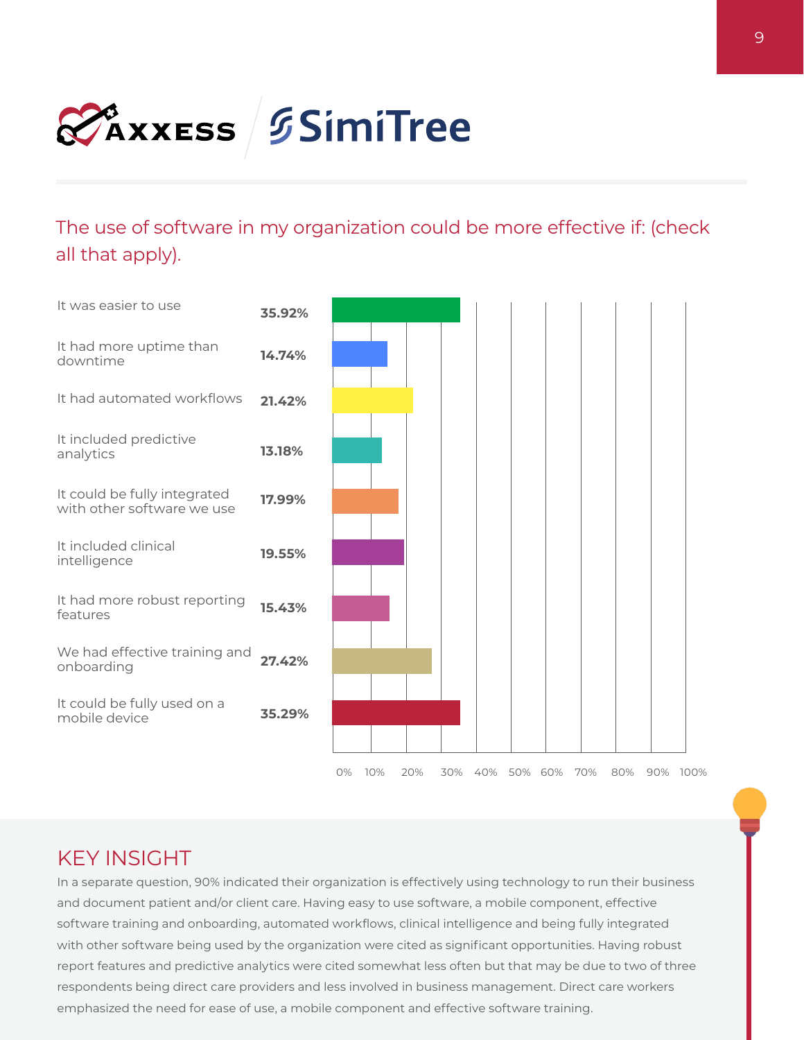## The use of software in my organization could be more effective if: (check all that apply).

| Response | Percentage |
| --- | --- |
| It was easier to use | 35.92% |
| It had more uptime than downtime | 14.74% |
| It had automated workflows | 21.42% |
| It included predictive analytics | 13.18% |
| It could be fully integrated with other software we use | 17.99% |
| It included clinical intelligence | 19.55% |
| It had more robust reporting features | 15.43% |
| We had effective training and onboarding | 27.42% |
| It could be fully used on a mobile device | 35.29% |

## KEY INSIGHT

In a separate question, 90% indicated their organization is effectively using technology to run their business and document patient and/or client care. Having easy to use software, a mobile component, effective software training and onboarding, automated workflows, clinical intelligence and being fully integrated with other software being used by the organization were cited as significant opportunities. Having robust report features and predictive analytics were cited somewhat less often but that may be due to two of three respondents being direct care providers and less involved in business management. Direct care workers emphasized the need for ease of use, a mobile component and effective software training.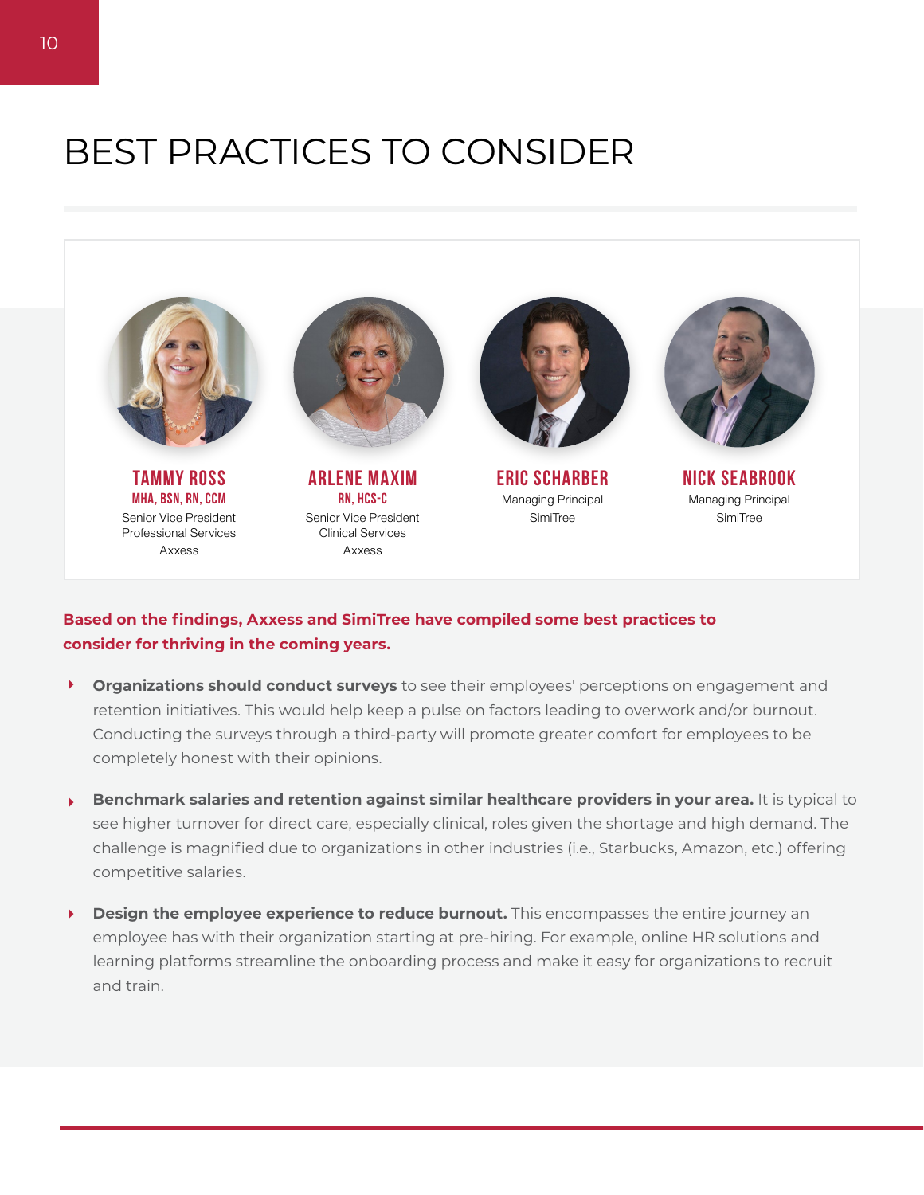# BEST PRACTICES TO CONSIDER

**TAMMY ROSS**
**MHA, BSN, RN, CCM**
Senior Vice President
Professional Services
Axxess

**ARLENE MAXIM**
**RN, HCS-C**
Senior Vice President
Clinical Services
Axxess

**ERIC SCHARBER**
Managing Principal
SimiTree

**NICK SEABROOK**
Managing Principal
SimiTree

**Based on the findings, Axxess and SimiTree have compiled some best practices to consider for thriving in the coming years.**

- **Organizations should conduct surveys** to see their employees' perceptions on engagement and retention initiatives. This would help keep a pulse on factors leading to overwork and/or burnout. Conducting the surveys through a third-party will promote greater comfort for employees to be completely honest with their opinions.
- **Benchmark salaries and retention against similar healthcare providers in your area.** It is typical to see higher turnover for direct care, especially clinical, roles given the shortage and high demand. The challenge is magnified due to organizations in other industries (i.e., Starbucks, Amazon, etc.) offering competitive salaries.
- **Design the employee experience to reduce burnout.** This encompasses the entire journey an employee has with their organization starting at pre-hiring. For example, online HR solutions and learning platforms streamline the onboarding process and make it easy for organizations to recruit and train.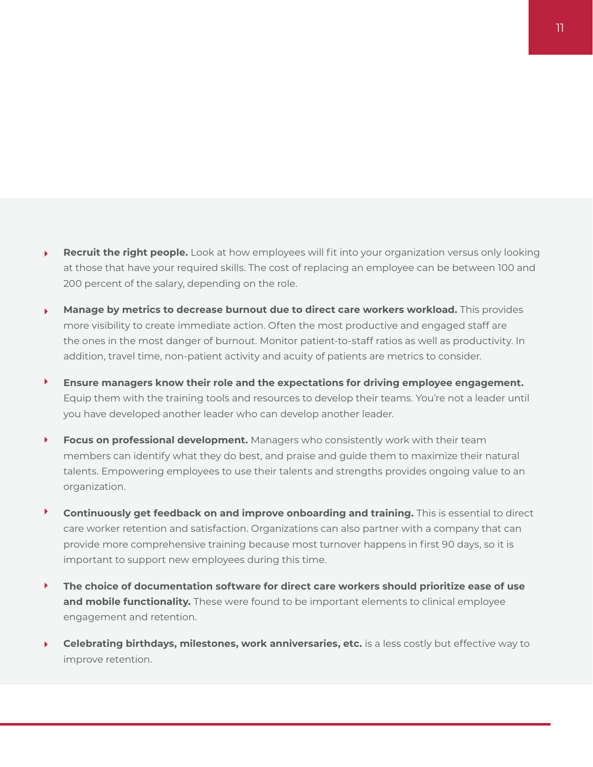- **Recruit the right people.** Look at how employees will fit into your organization versus only looking at those that have your required skills. The cost of replacing an employee can be between 100 and 200 percent of the salary, depending on the role.

- **Manage by metrics to decrease burnout due to direct care workers workload.** This provides more visibility to create immediate action. Often the most productive and engaged staff are the ones in the most danger of burnout. Monitor patient-to-staff ratios as well as productivity. In addition, travel time, non-patient activity and acuity of patients are metrics to consider.

- **Ensure managers know their role and the expectations for driving employee engagement.** Equip them with the training tools and resources to develop their teams. You're not a leader until you have developed another leader who can develop another leader.

- **Focus on professional development.** Managers who consistently work with their team members can identify what they do best, and praise and guide them to maximize their natural talents. Empowering employees to use their talents and strengths provides ongoing value to an organization.

- **Continuously get feedback on and improve onboarding and training.** This is essential to direct care worker retention and satisfaction. Organizations can also partner with a company that can provide more comprehensive training because most turnover happens in first 90 days, so it is important to support new employees during this time.

- **The choice of documentation software for direct care workers should prioritize ease of use and mobile functionality.** These were found to be important elements to clinical employee engagement and retention.

- **Celebrating birthdays, milestones, work anniversaries, etc.** is a less costly but effective way to improve retention.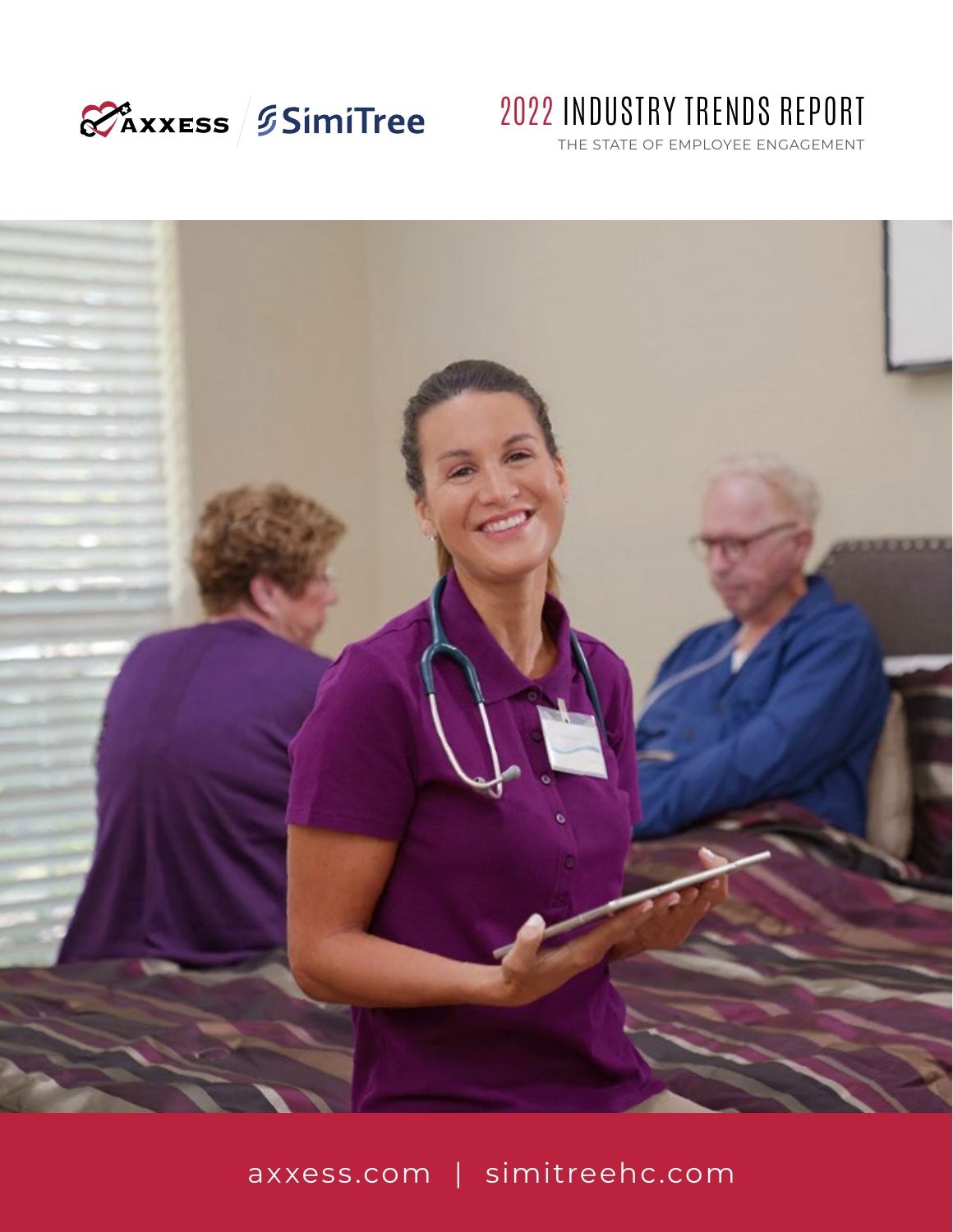Axxess | SimiTree

# 2022 INDUSTRY TRENDS REPORT

THE STATE OF EMPLOYEE ENGAGEMENT

axxess.com | simitreehc.com